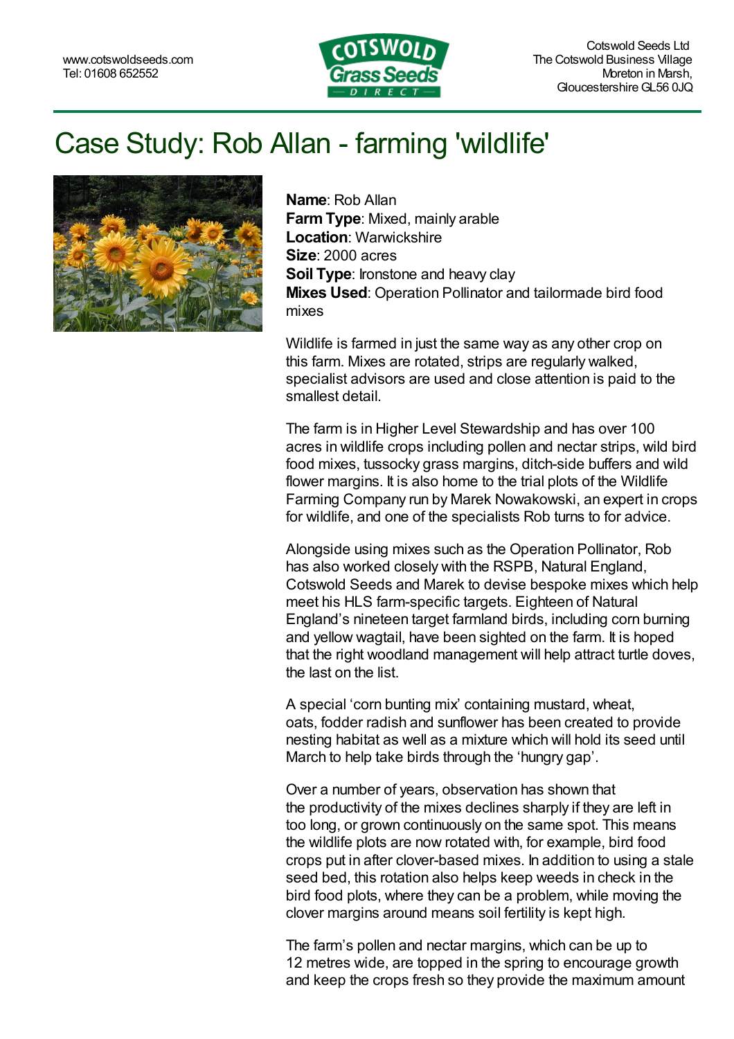www.cotswoldseeds.com
Tel: 01608 652552

Cotswold Seeds Ltd
The Cotswold Business Village
Moreton in Marsh,
Gloucestershire GL56 0JQ

# Case Study: Rob Allan - farming 'wildlife'

**Name**: Rob Allan
**Farm Type**: Mixed, mainly arable
**Location**: Warwickshire
**Size**: 2000 acres
**Soil Type**: Ironstone and heavy clay
**Mixes Used**: Operation Pollinator and tailormade bird food mixes

Wildlife is farmed in just the same way as any other crop on this farm. Mixes are rotated, strips are regularly walked, specialist advisors are used and close attention is paid to the smallest detail.

The farm is in Higher Level Stewardship and has over 100 acres in wildlife crops including pollen and nectar strips, wild bird food mixes, tussocky grass margins, ditch-side buffers and wild flower margins. It is also home to the trial plots of the Wildlife Farming Company run by Marek Nowakowski, an expert in crops for wildlife, and one of the specialists Rob turns to for advice.

Alongside using mixes such as the Operation Pollinator, Rob has also worked closely with the RSPB, Natural England, Cotswold Seeds and Marek to devise bespoke mixes which help meet his HLS farm-specific targets. Eighteen of Natural England's nineteen target farmland birds, including corn burning and yellow wagtail, have been sighted on the farm. It is hoped that the right woodland management will help attract turtle doves, the last on the list.

A special 'corn bunting mix' containing mustard, wheat, oats, fodder radish and sunflower has been created to provide nesting habitat as well as a mixture which will hold its seed until March to help take birds through the 'hungry gap'.

Over a number of years, observation has shown that the productivity of the mixes declines sharply if they are left in too long, or grown continuously on the same spot. This means the wildlife plots are now rotated with, for example, bird food crops put in after clover-based mixes. In addition to using a stale seed bed, this rotation also helps keep weeds in check in the bird food plots, where they can be a problem, while moving the clover margins around means soil fertility is kept high.

The farm's pollen and nectar margins, which can be up to 12 metres wide, are topped in the spring to encourage growth and keep the crops fresh so they provide the maximum amount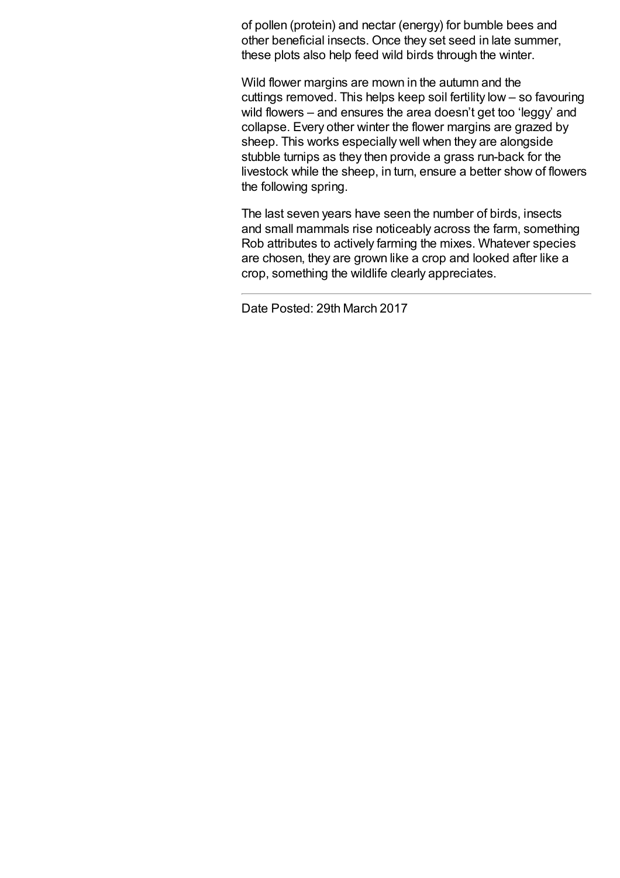of pollen (protein) and nectar (energy) for bumble bees and other beneficial insects. Once they set seed in late summer, these plots also help feed wild birds through the winter.

Wild flower margins are mown in the autumn and the cuttings removed. This helps keep soil fertility low – so favouring wild flowers – and ensures the area doesn't get too 'leggy' and collapse. Every other winter the flower margins are grazed by sheep. This works especially well when they are alongside stubble turnips as they then provide a grass run-back for the livestock while the sheep, in turn, ensure a better show of flowers the following spring.

The last seven years have seen the number of birds, insects and small mammals rise noticeably across the farm, something Rob attributes to actively farming the mixes. Whatever species are chosen, they are grown like a crop and looked after like a crop, something the wildlife clearly appreciates.

---

Date Posted: 29th March 2017